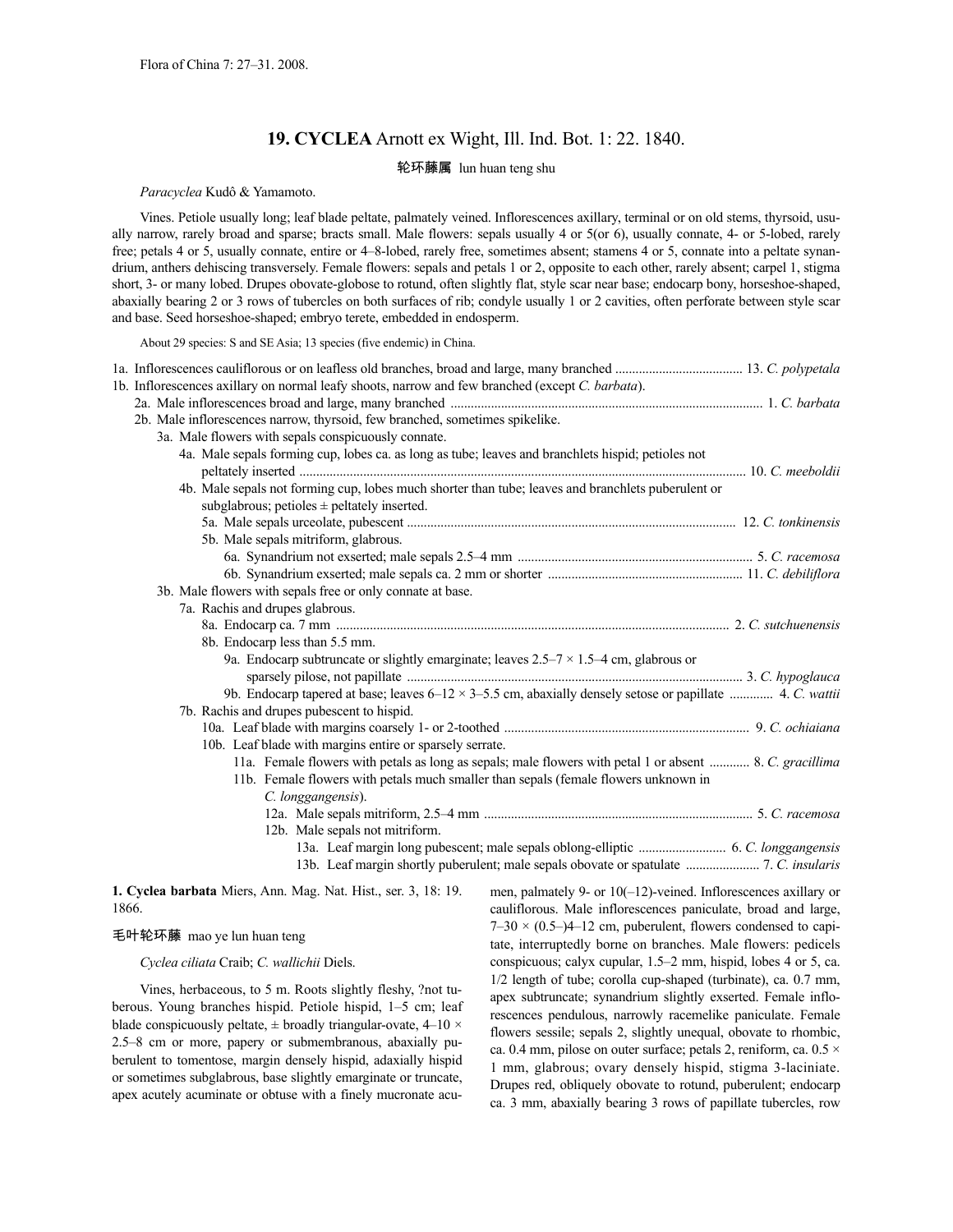Flora of China 7: 27–31. 2008.

## 19. CYCLEA Arnott ex Wight, Ill. Ind. Bot. 1: 22. 1840.

轮环藤属 lun huan teng shu

*Paracyclea* Kudô & Yamamoto.

Vines. Petiole usually long; leaf blade peltate, palmately veined. Inflorescences axillary, terminal or on old stems, thyrsoid, usually narrow, rarely broad and sparse; bracts small. Male flowers: sepals usually 4 or 5(or 6), usually connate, 4- or 5-lobed, rarely free; petals 4 or 5, usually connate, entire or 4–8-lobed, rarely free, sometimes absent; stamens 4 or 5, connate into a peltate synandrium, anthers dehiscing transversely. Female flowers: sepals and petals 1 or 2, opposite to each other, rarely absent; carpel 1, stigma short, 3- or many lobed. Drupes obovate-globose to rotund, often slightly flat, style scar near base; endocarp bony, horseshoe-shaped, abaxially bearing 2 or 3 rows of tubercles on both surfaces of rib; condyle usually 1 or 2 cavities, often perforate between style scar and base. Seed horseshoe-shaped; embryo terete, embedded in endosperm.

About 29 species: S and SE Asia; 13 species (five endemic) in China.

1a. Inflorescences cauliflorous or on leafless old branches, broad and large, many branched ..................................... 13. *C. polypetala*
1b. Inflorescences axillary on normal leafy shoots, narrow and few branched (except *C. barbata*).
  2a. Male inflorescences broad and large, many branched .......................................................................................... 1. *C. barbata*
  2b. Male inflorescences narrow, thyrsoid, few branched, sometimes spikelike.
    3a. Male flowers with sepals conspicuously connate.
      4a. Male sepals forming cup, lobes ca. as long as tube; leaves and branchlets hispid; petioles not peltately inserted .................................................................................................................................. 10. *C. meeboldii*
      4b. Male sepals not forming cup, lobes much shorter than tube; leaves and branchlets puberulent or subglabrous; petioles ± peltately inserted.
        5a. Male sepals urceolate, pubescent ................................................................................................ 12. *C. tonkinensis*
        5b. Male sepals mitriform, glabrous.
          6a. Synandrium not exserted; male sepals 2.5–4 mm ..................................................................... 5. *C. racemosa*
          6b. Synandrium exserted; male sepals ca. 2 mm or shorter ......................................................... 11. *C. debiliflora*
    3b. Male flowers with sepals free or only connate at base.
      7a. Rachis and drupes glabrous.
        8a. Endocarp ca. 7 mm .................................................................................................................... 2. *C. sutchuenensis*
        8b. Endocarp less than 5.5 mm.
          9a. Endocarp subtruncate or slightly emarginate; leaves 2.5–7 × 1.5–4 cm, glabrous or sparsely pilose, not papillate ................................................................................................. 3. *C. hypoglauca*
          9b. Endocarp tapered at base; leaves 6–12 × 3–5.5 cm, abaxially densely setose or papillate ............ 4. *C. wattii*
      7b. Rachis and drupes pubescent to hispid.
        10a. Leaf blade with margins coarsely 1- or 2-toothed ....................................................................... 9. *C. ochiaiana*
        10b. Leaf blade with margins entire or sparsely serrate.
          11a. Female flowers with petals as long as sepals; male flowers with petal 1 or absent ............ 8. *C. gracillima*
          11b. Female flowers with petals much smaller than sepals (female flowers unknown in *C. longgangensis*).
            12a. Male sepals mitriform, 2.5–4 mm ............................................................................... 5. *C. racemosa*
            12b. Male sepals not mitriform.
              13a. Leaf margin long pubescent; male sepals oblong-elliptic .......................... 6. *C. longgangensis*
              13b. Leaf margin shortly puberulent; male sepals obovate or spatulate ...................... 7. *C. insularis*

**1. Cyclea barbata** Miers, Ann. Mag. Nat. Hist., ser. 3, 18: 19. 1866.

毛叶轮环藤 mao ye lun huan teng

*Cyclea ciliata* Craib; *C. wallichii* Diels.

Vines, herbaceous, to 5 m. Roots slightly fleshy, ?not tuberous. Young branches hispid. Petiole hispid, 1–5 cm; leaf blade conspicuously peltate, ± broadly triangular-ovate, 4–10 × 2.5–8 cm or more, papery or submembranous, abaxially puberulent to tomentose, margin densely hispid, adaxially hispid or sometimes subglabrous, base slightly emarginate or truncate, apex acutely acuminate or obtuse with a finely mucronate acumen, palmately 9- or 10(–12)-veined. Inflorescences axillary or cauliflorous. Male inflorescences paniculate, broad and large, 7–30 × (0.5–)4–12 cm, puberulent, flowers condensed to capitate, interruptedly borne on branches. Male flowers: pedicels conspicuous; calyx cupular, 1.5–2 mm, hispid, lobes 4 or 5, ca. 1/2 length of tube; corolla cup-shaped (turbinate), ca. 0.7 mm, apex subtruncate; synandrium slightly exserted. Female inflorescences pendulous, narrowly racemelike paniculate. Female flowers sessile; sepals 2, slightly unequal, obovate to rhombic, ca. 0.4 mm, pilose on outer surface; petals 2, reniform, ca. 0.5 × 1 mm, glabrous; ovary densely hispid, stigma 3-laciniate. Drupes red, obliquely obovate to rotund, puberulent; endocarp ca. 3 mm, abaxially bearing 3 rows of papillate tubercles, row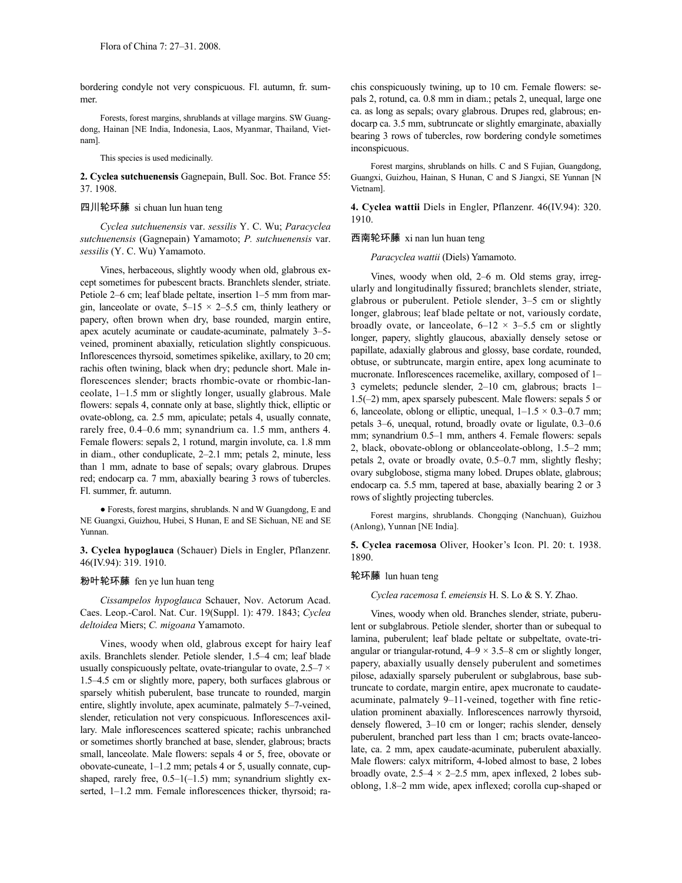bordering condyle not very conspicuous. Fl. autumn, fr. summer.

Forests, forest margins, shrublands at village margins. SW Guangdong, Hainan [NE India, Indonesia, Laos, Myanmar, Thailand, Vietnam].

This species is used medicinally.

**2. Cyclea sutchuenensis** Gagnepain, Bull. Soc. Bot. France 55: 37. 1908.

四川轮环藤 si chuan lun huan teng

*Cyclea sutchuenensis* var. *sessilis* Y. C. Wu; *Paracyclea sutchuenensis* (Gagnepain) Yamamoto; *P. sutchuenensis* var. *sessilis* (Y. C. Wu) Yamamoto.

Vines, herbaceous, slightly woody when old, glabrous except sometimes for pubescent bracts. Branchlets slender, striate. Petiole 2–6 cm; leaf blade peltate, insertion 1–5 mm from margin, lanceolate or ovate, 5–15 × 2–5.5 cm, thinly leathery or papery, often brown when dry, base rounded, margin entire, apex acutely acuminate or caudate-acuminate, palmately 3–5-veined, prominent abaxially, reticulation slightly conspicuous. Inflorescences thyrsoid, sometimes spikelike, axillary, to 20 cm; rachis often twining, black when dry; peduncle short. Male inflorescences slender; bracts rhombic-ovate or rhombic-lanceolate, 1–1.5 mm or slightly longer, usually glabrous. Male flowers: sepals 4, connate only at base, slightly thick, elliptic or ovate-oblong, ca. 2.5 mm, apiculate; petals 4, usually connate, rarely free, 0.4–0.6 mm; synandrium ca. 1.5 mm, anthers 4. Female flowers: sepals 2, 1 rotund, margin involute, ca. 1.8 mm in diam., other conduplicate, 2–2.1 mm; petals 2, minute, less than 1 mm, adnate to base of sepals; ovary glabrous. Drupes red; endocarp ca. 7 mm, abaxially bearing 3 rows of tubercles. Fl. summer, fr. autumn.

● Forests, forest margins, shrublands. N and W Guangdong, E and NE Guangxi, Guizhou, Hubei, S Hunan, E and SE Sichuan, NE and SE Yunnan.

**3. Cyclea hypoglauca** (Schauer) Diels in Engler, Pflanzenr. 46(IV.94): 319. 1910.

粉叶轮环藤 fen ye lun huan teng

*Cissampelos hypoglauca* Schauer, Nov. Actorum Acad. Caes. Leop.-Carol. Nat. Cur. 19(Suppl. 1): 479. 1843; *Cyclea deltoidea* Miers; *C. migoana* Yamamoto.

Vines, woody when old, glabrous except for hairy leaf axils. Branchlets slender. Petiole slender, 1.5–4 cm; leaf blade usually conspicuously peltate, ovate-triangular to ovate, 2.5–7 × 1.5–4.5 cm or slightly more, papery, both surfaces glabrous or sparsely whitish puberulent, base truncate to rounded, margin entire, slightly involute, apex acuminate, palmately 5–7-veined, slender, reticulation not very conspicuous. Inflorescences axillary. Male inflorescences scattered spicate; rachis unbranched or sometimes shortly branched at base, slender, glabrous; bracts small, lanceolate. Male flowers: sepals 4 or 5, free, obovate or obovate-cuneate, 1–1.2 mm; petals 4 or 5, usually connate, cup-shaped, rarely free, 0.5–1(–1.5) mm; synandrium slightly exserted, 1–1.2 mm. Female inflorescences thicker, thyrsoid; rachis conspicuously twining, up to 10 cm. Female flowers: sepals 2, rotund, ca. 0.8 mm in diam.; petals 2, unequal, large one ca. as long as sepals; ovary glabrous. Drupes red, glabrous; endocarp ca. 3.5 mm, subtruncate or slightly emarginate, abaxially bearing 3 rows of tubercles, row bordering condyle sometimes inconspicuous.

Forest margins, shrublands on hills. C and S Fujian, Guangdong, Guangxi, Guizhou, Hainan, S Hunan, C and S Jiangxi, SE Yunnan [N Vietnam].

**4. Cyclea wattii** Diels in Engler, Pflanzenr. 46(IV.94): 320. 1910.

西南轮环藤 xi nan lun huan teng

*Paracyclea wattii* (Diels) Yamamoto.

Vines, woody when old, 2–6 m. Old stems gray, irregularly and longitudinally fissured; branchlets slender, striate, glabrous or puberulent. Petiole slender, 3–5 cm or slightly longer, glabrous; leaf blade peltate or not, variously cordate, broadly ovate, or lanceolate, 6–12 × 3–5.5 cm or slightly longer, papery, slightly glaucous, abaxially densely setose or papillate, adaxially glabrous and glossy, base cordate, rounded, obtuse, or subtruncate, margin entire, apex long acuminate to mucronate. Inflorescences racemelike, axillary, composed of 1–3 cymelets; peduncle slender, 2–10 cm, glabrous; bracts 1–1.5(–2) mm, apex sparsely pubescent. Male flowers: sepals 5 or 6, lanceolate, oblong or elliptic, unequal, 1–1.5 × 0.3–0.7 mm; petals 3–6, unequal, rotund, broadly ovate or ligulate, 0.3–0.6 mm; synandrium 0.5–1 mm, anthers 4. Female flowers: sepals 2, black, obovate-oblong or oblanceolate-oblong, 1.5–2 mm; petals 2, ovate or broadly ovate, 0.5–0.7 mm, slightly fleshy; ovary subglobose, stigma many lobed. Drupes oblate, glabrous; endocarp ca. 5.5 mm, tapered at base, abaxially bearing 2 or 3 rows of slightly projecting tubercles.

Forest margins, shrublands. Chongqing (Nanchuan), Guizhou (Anlong), Yunnan [NE India].

**5. Cyclea racemosa** Oliver, Hooker's Icon. Pl. 20: t. 1938. 1890.

轮环藤 lun huan teng

*Cyclea racemosa* f. *emeiensis* H. S. Lo & S. Y. Zhao.

Vines, woody when old. Branches slender, striate, puberulent or subglabrous. Petiole slender, shorter than or subequal to lamina, puberulent; leaf blade peltate or subpeltate, ovate-triangular or triangular-rotund, 4–9 × 3.5–8 cm or slightly longer, papery, abaxially usually densely puberulent and sometimes pilose, adaxially sparsely puberulent or subglabrous, base subtruncate to cordate, margin entire, apex mucronate to caudate-acuminate, palmately 9–11-veined, together with fine reticulation prominent abaxially. Inflorescences narrowly thyrsoid, densely flowered, 3–10 cm or longer; rachis slender, densely puberulent, branched part less than 1 cm; bracts ovate-lanceolate, ca. 2 mm, apex caudate-acuminate, puberulent abaxially. Male flowers: calyx mitriform, 4-lobed almost to base, 2 lobes broadly ovate, 2.5–4 × 2–2.5 mm, apex inflexed, 2 lobes suboblong, 1.8–2 mm wide, apex inflexed; corolla cup-shaped or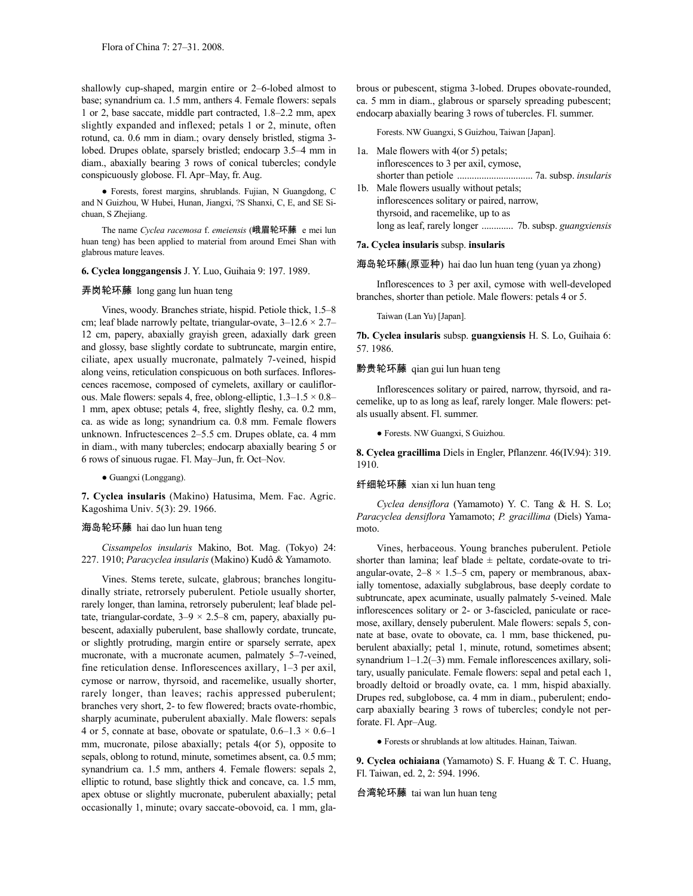shallowly cup-shaped, margin entire or 2–6-lobed almost to base; synandrium ca. 1.5 mm, anthers 4. Female flowers: sepals 1 or 2, base saccate, middle part contracted, 1.8–2.2 mm, apex slightly expanded and inflexed; petals 1 or 2, minute, often rotund, ca. 0.6 mm in diam.; ovary densely bristled, stigma 3-lobed. Drupes oblate, sparsely bristled; endocarp 3.5–4 mm in diam., abaxially bearing 3 rows of conical tubercles; condyle conspicuously globose. Fl. Apr–May, fr. Aug.

● Forests, forest margins, shrublands. Fujian, N Guangdong, C and N Guizhou, W Hubei, Hunan, Jiangxi, ?S Shanxi, C, E, and SE Sichuan, S Zhejiang.

The name *Cyclea racemosa* f. *emeiensis* (峨眉轮环藤 e mei lun huan teng) has been applied to material from around Emei Shan with glabrous mature leaves.

**6. Cyclea longgangensis** J. Y. Luo, Guihaia 9: 197. 1989.

弄岗轮环藤 long gang lun huan teng

Vines, woody. Branches striate, hispid. Petiole thick, 1.5–8 cm; leaf blade narrowly peltate, triangular-ovate, 3–12.6 × 2.7–12 cm, papery, abaxially grayish green, adaxially dark green and glossy, base slightly cordate to subtruncate, margin entire, ciliate, apex usually mucronate, palmately 7-veined, hispid along veins, reticulation conspicuous on both surfaces. Inflorescences racemose, composed of cymelets, axillary or cauliflorous. Male flowers: sepals 4, free, oblong-elliptic, 1.3–1.5 × 0.8–1 mm, apex obtuse; petals 4, free, slightly fleshy, ca. 0.2 mm, ca. as wide as long; synandrium ca. 0.8 mm. Female flowers unknown. Infructescences 2–5.5 cm. Drupes oblate, ca. 4 mm in diam., with many tubercles; endocarp abaxially bearing 5 or 6 rows of sinuous rugae. Fl. May–Jun, fr. Oct–Nov.

● Guangxi (Longgang).

**7. Cyclea insularis** (Makino) Hatusima, Mem. Fac. Agric. Kagoshima Univ. 5(3): 29. 1966.

海岛轮环藤 hai dao lun huan teng

*Cissampelos insularis* Makino, Bot. Mag. (Tokyo) 24: 227. 1910; *Paracyclea insularis* (Makino) Kudô & Yamamoto.

Vines. Stems terete, sulcate, glabrous; branches longitudinally striate, retrorsely puberulent. Petiole usually shorter, rarely longer, than lamina, retrorsely puberulent; leaf blade peltate, triangular-cordate, 3–9 × 2.5–8 cm, papery, abaxially pubescent, adaxially puberulent, base shallowly cordate, truncate, or slightly protruding, margin entire or sparsely serrate, apex mucronate, with a mucronate acumen, palmately 5–7-veined, fine reticulation dense. Inflorescences axillary, 1–3 per axil, cymose or narrow, thyrsoid, and racemelike, usually shorter, rarely longer, than leaves; rachis appressed puberulent; branches very short, 2- to few flowered; bracts ovate-rhombic, sharply acuminate, puberulent abaxially. Male flowers: sepals 4 or 5, connate at base, obovate or spatulate, 0.6–1.3 × 0.6–1 mm, mucronate, pilose abaxially; petals 4(or 5), opposite to sepals, oblong to rotund, minute, sometimes absent, ca. 0.5 mm; synandrium ca. 1.5 mm, anthers 4. Female flowers: sepals 2, elliptic to rotund, base slightly thick and concave, ca. 1.5 mm, apex obtuse or slightly mucronate, puberulent abaxially; petal occasionally 1, minute; ovary saccate-obovoid, ca. 1 mm, glabrous or pubescent, stigma 3-lobed. Drupes obovate-rounded, ca. 5 mm in diam., glabrous or sparsely spreading pubescent; endocarp abaxially bearing 3 rows of tubercles. Fl. summer.

Forests. NW Guangxi, S Guizhou, Taiwan [Japan].

1a. Male flowers with 4(or 5) petals; inflorescences to 3 per axil, cymose, shorter than petiole .............................. 7a. subsp. *insularis*
1b. Male flowers usually without petals; inflorescences solitary or paired, narrow, thyrsoid, and racemelike, up to as long as leaf, rarely longer ............ 7b. subsp. *guangxiensis*

**7a. Cyclea insularis** subsp. **insularis**

海岛轮环藤(原亚种) hai dao lun huan teng (yuan ya zhong)

Inflorescences to 3 per axil, cymose with well-developed branches, shorter than petiole. Male flowers: petals 4 or 5.

Taiwan (Lan Yu) [Japan].

**7b. Cyclea insularis** subsp. **guangxiensis** H. S. Lo, Guihaia 6: 57. 1986.

黔贵轮环藤 qian gui lun huan teng

Inflorescences solitary or paired, narrow, thyrsoid, and racemelike, up to as long as leaf, rarely longer. Male flowers: petals usually absent. Fl. summer.

● Forests. NW Guangxi, S Guizhou.

**8. Cyclea gracillima** Diels in Engler, Pflanzenr. 46(IV.94): 319. 1910.

纤细轮环藤 xian xi lun huan teng

*Cyclea densiflora* (Yamamoto) Y. C. Tang & H. S. Lo; *Paracyclea densiflora* Yamamoto; *P. gracillima* (Diels) Yamamoto.

Vines, herbaceous. Young branches puberulent. Petiole shorter than lamina; leaf blade ± peltate, cordate-ovate to triangular-ovate, 2–8 × 1.5–5 cm, papery or membranous, abaxially tomentose, adaxially subglabrous, base deeply cordate to subtruncate, apex acuminate, usually palmately 5-veined. Male inflorescences solitary or 2- or 3-fascicled, paniculate or racemose, axillary, densely puberulent. Male flowers: sepals 5, connate at base, ovate to obovate, ca. 1 mm, base thickened, puberulent abaxially; petal 1, minute, rotund, sometimes absent; synandrium 1–1.2(–3) mm. Female inflorescences axillary, solitary, usually paniculate. Female flowers: sepal and petal each 1, broadly deltoid or broadly ovate, ca. 1 mm, hispid abaxially. Drupes red, subglobose, ca. 4 mm in diam., puberulent; endocarp abaxially bearing 3 rows of tubercles; condyle not perforate. Fl. Apr–Aug.

● Forests or shrublands at low altitudes. Hainan, Taiwan.

**9. Cyclea ochiaiana** (Yamamoto) S. F. Huang & T. C. Huang, Fl. Taiwan, ed. 2, 2: 594. 1996.

台湾轮环藤 tai wan lun huan teng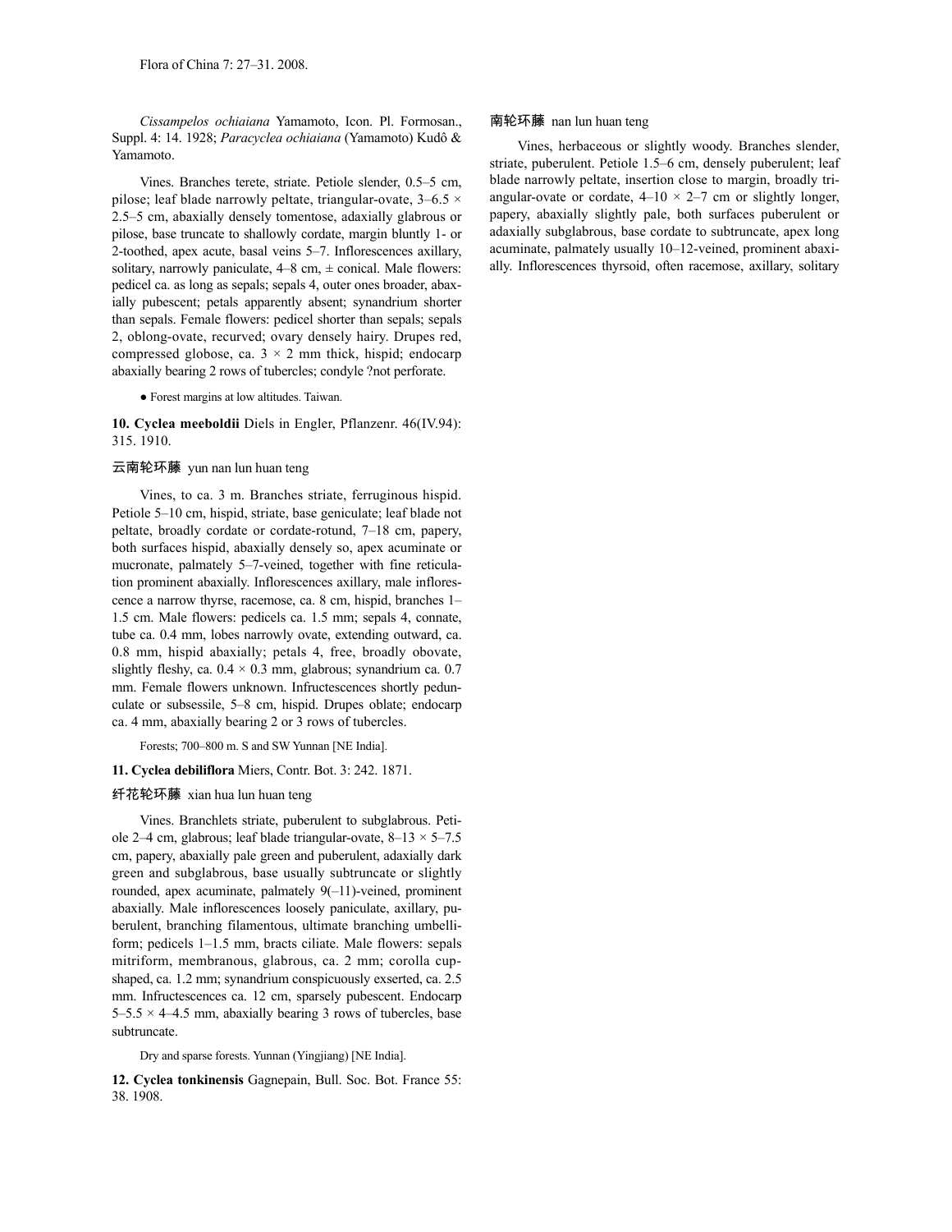*Cissampelos ochiaiana* Yamamoto, Icon. Pl. Formosan., Suppl. 4: 14. 1928; *Paracyclea ochiaiana* (Yamamoto) Kudô & Yamamoto.

Vines. Branches terete, striate. Petiole slender, 0.5–5 cm, pilose; leaf blade narrowly peltate, triangular-ovate, 3–6.5 × 2.5–5 cm, abaxially densely tomentose, adaxially glabrous or pilose, base truncate to shallowly cordate, margin bluntly 1- or 2-toothed, apex acute, basal veins 5–7. Inflorescences axillary, solitary, narrowly paniculate, 4–8 cm, ± conical. Male flowers: pedicel ca. as long as sepals; sepals 4, outer ones broader, abaxially pubescent; petals apparently absent; synandrium shorter than sepals. Female flowers: pedicel shorter than sepals; sepals 2, oblong-ovate, recurved; ovary densely hairy. Drupes red, compressed globose, ca. 3 × 2 mm thick, hispid; endocarp abaxially bearing 2 rows of tubercles; condyle ?not perforate.

● Forest margins at low altitudes. Taiwan.

**10. Cyclea meeboldii** Diels in Engler, Pflanzenr. 46(IV.94): 315. 1910.

云南轮环藤 yun nan lun huan teng

Vines, to ca. 3 m. Branches striate, ferruginous hispid. Petiole 5–10 cm, hispid, striate, base geniculate; leaf blade not peltate, broadly cordate or cordate-rotund, 7–18 cm, papery, both surfaces hispid, abaxially densely so, apex acuminate or mucronate, palmately 5–7-veined, together with fine reticulation prominent abaxially. Inflorescences axillary, male inflorescence a narrow thyrse, racemose, ca. 8 cm, hispid, branches 1–1.5 cm. Male flowers: pedicels ca. 1.5 mm; sepals 4, connate, tube ca. 0.4 mm, lobes narrowly ovate, extending outward, ca. 0.8 mm, hispid abaxially; petals 4, free, broadly obovate, slightly fleshy, ca. 0.4 × 0.3 mm, glabrous; synandrium ca. 0.7 mm. Female flowers unknown. Infructescences shortly pedunculate or subsessile, 5–8 cm, hispid. Drupes oblate; endocarp ca. 4 mm, abaxially bearing 2 or 3 rows of tubercles.

Forests; 700–800 m. S and SW Yunnan [NE India].

**11. Cyclea debiliflora** Miers, Contr. Bot. 3: 242. 1871.

纤花轮环藤 xian hua lun huan teng

Vines. Branchlets striate, puberulent to subglabrous. Petiole 2–4 cm, glabrous; leaf blade triangular-ovate, 8–13 × 5–7.5 cm, papery, abaxially pale green and puberulent, adaxially dark green and subglabrous, base usually subtruncate or slightly rounded, apex acuminate, palmately 9(–11)-veined, prominent abaxially. Male inflorescences loosely paniculate, axillary, puberulent, branching filamentous, ultimate branching umbelliform; pedicels 1–1.5 mm, bracts ciliate. Male flowers: sepals mitriform, membranous, glabrous, ca. 2 mm; corolla cup-shaped, ca. 1.2 mm; synandrium conspicuously exserted, ca. 2.5 mm. Infructescences ca. 12 cm, sparsely pubescent. Endocarp 5–5.5 × 4–4.5 mm, abaxially bearing 3 rows of tubercles, base subtruncate.

Dry and sparse forests. Yunnan (Yingjiang) [NE India].

**12. Cyclea tonkinensis** Gagnepain, Bull. Soc. Bot. France 55: 38. 1908.

南轮环藤 nan lun huan teng

Vines, herbaceous or slightly woody. Branches slender, striate, puberulent. Petiole 1.5–6 cm, densely puberulent; leaf blade narrowly peltate, insertion close to margin, broadly triangular-ovate or cordate, 4–10 × 2–7 cm or slightly longer, papery, abaxially slightly pale, both surfaces puberulent or adaxially subglabrous, base cordate to subtruncate, apex long acuminate, palmately usually 10–12-veined, prominent abaxially. Inflorescences thyrsoid, often racemose, axillary, solitary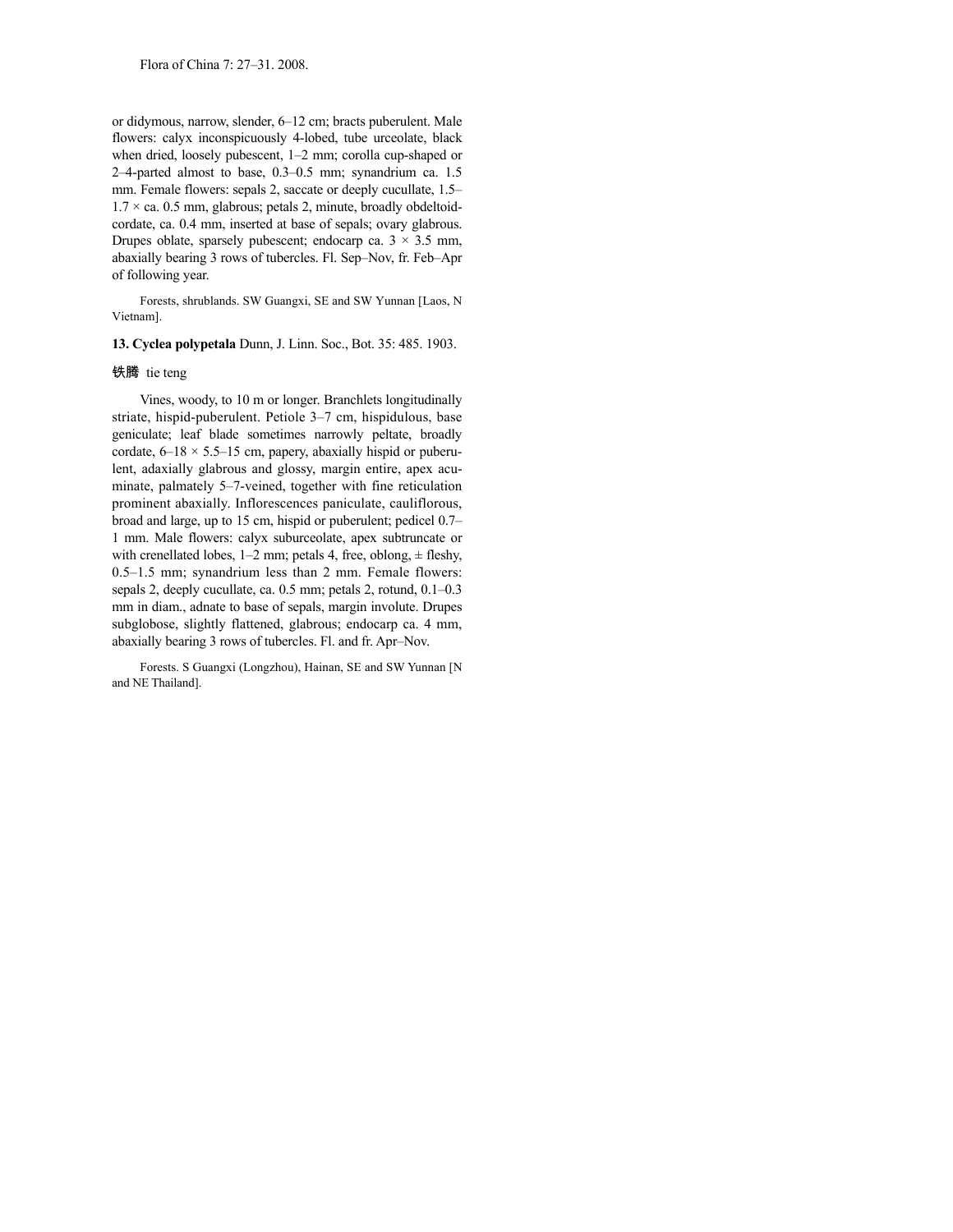or didymous, narrow, slender, 6–12 cm; bracts puberulent. Male flowers: calyx inconspicuously 4-lobed, tube urceolate, black when dried, loosely pubescent, 1–2 mm; corolla cup-shaped or 2–4-parted almost to base, 0.3–0.5 mm; synandrium ca. 1.5 mm. Female flowers: sepals 2, saccate or deeply cucullate, 1.5–1.7 × ca. 0.5 mm, glabrous; petals 2, minute, broadly obdeltoid-cordate, ca. 0.4 mm, inserted at base of sepals; ovary glabrous. Drupes oblate, sparsely pubescent; endocarp ca. 3 × 3.5 mm, abaxially bearing 3 rows of tubercles. Fl. Sep–Nov, fr. Feb–Apr of following year.

Forests, shrublands. SW Guangxi, SE and SW Yunnan [Laos, N Vietnam].

**13. Cyclea polypetala** Dunn, J. Linn. Soc., Bot. 35: 485. 1903.

铁腾 tie teng

Vines, woody, to 10 m or longer. Branchlets longitudinally striate, hispid-puberulent. Petiole 3–7 cm, hispidulous, base geniculate; leaf blade sometimes narrowly peltate, broadly cordate, 6–18 × 5.5–15 cm, papery, abaxially hispid or puberulent, adaxially glabrous and glossy, margin entire, apex acuminate, palmately 5–7-veined, together with fine reticulation prominent abaxially. Inflorescences paniculate, cauliflorous, broad and large, up to 15 cm, hispid or puberulent; pedicel 0.7–1 mm. Male flowers: calyx suburceolate, apex subtruncate or with crenellated lobes, 1–2 mm; petals 4, free, oblong, ± fleshy, 0.5–1.5 mm; synandrium less than 2 mm. Female flowers: sepals 2, deeply cucullate, ca. 0.5 mm; petals 2, rotund, 0.1–0.3 mm in diam., adnate to base of sepals, margin involute. Drupes subglobose, slightly flattened, glabrous; endocarp ca. 4 mm, abaxially bearing 3 rows of tubercles. Fl. and fr. Apr–Nov.

Forests. S Guangxi (Longzhou), Hainan, SE and SW Yunnan [N and NE Thailand].